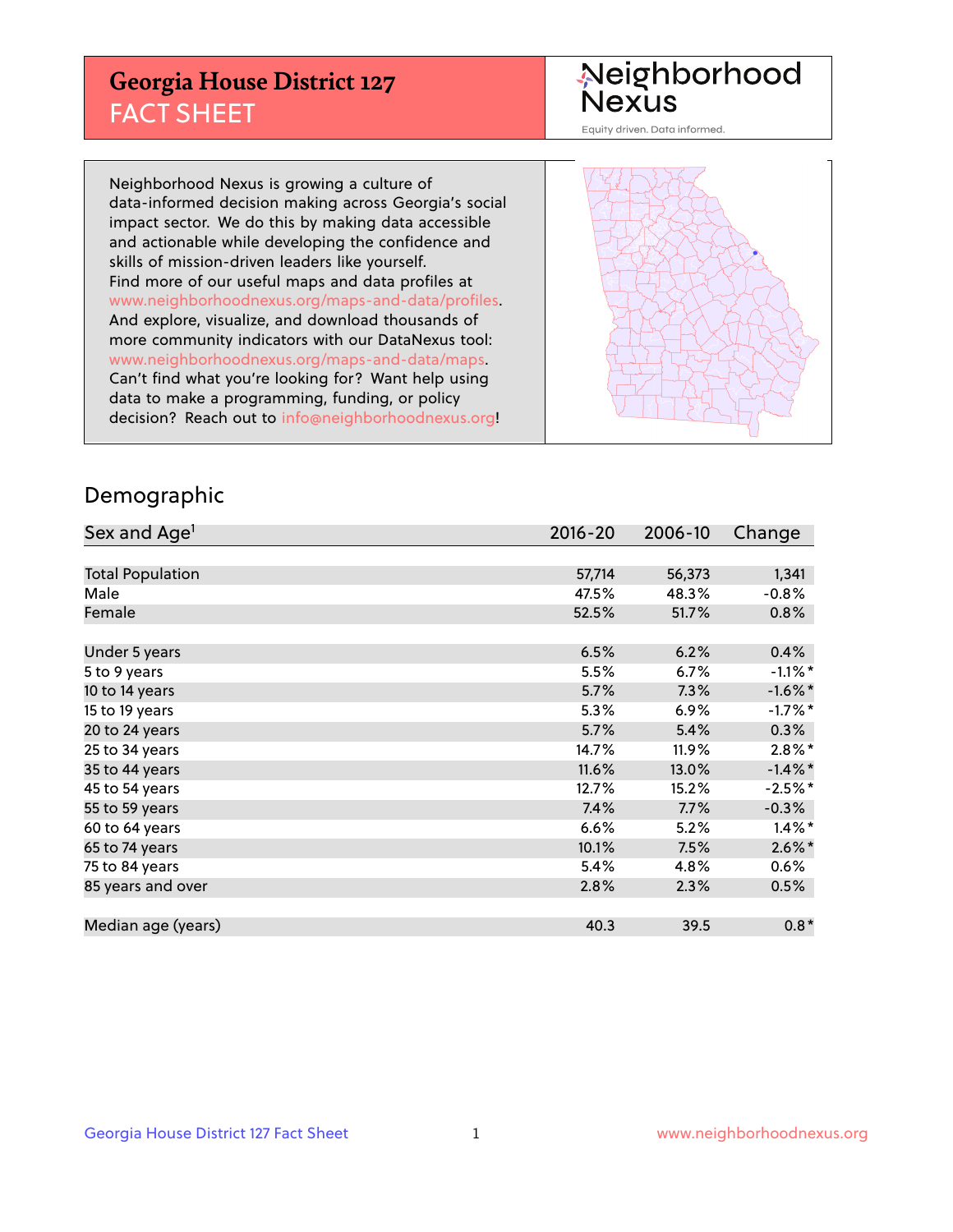# Georgia House District 127
## FACT SHEET

Neighborhood Nexus

Equity driven. Data informed.

Neighborhood Nexus is growing a culture of data-informed decision making across Georgia's social impact sector. We do this by making data accessible and actionable while developing the confidence and skills of mission-driven leaders like yourself. Find more of our useful maps and data profiles at www.neighborhoodnexus.org/maps-and-data/profiles. And explore, visualize, and download thousands of more community indicators with our DataNexus tool: www.neighborhoodnexus.org/maps-and-data/maps. Can't find what you're looking for? Want help using data to make a programming, funding, or policy decision? Reach out to info@neighborhoodnexus.org!

## Demographic

| Sex and Age[1] | 2016-20 | 2006-10 | Change |
|---|---|---|---|
| Total Population | 57,714 | 56,373 | 1,341 |
| Male | 47.5% | 48.3% | -0.8% |
| Female | 52.5% | 51.7% | 0.8% |
| | | | |
| Under 5 years | 6.5% | 6.2% | 0.4% |
| 5 to 9 years | 5.5% | 6.7% | -1.1%* |
| 10 to 14 years | 5.7% | 7.3% | -1.6%* |
| 15 to 19 years | 5.3% | 6.9% | -1.7%* |
| 20 to 24 years | 5.7% | 5.4% | 0.3% |
| 25 to 34 years | 14.7% | 11.9% | 2.8%* |
| 35 to 44 years | 11.6% | 13.0% | -1.4%* |
| 45 to 54 years | 12.7% | 15.2% | -2.5%* |
| 55 to 59 years | 7.4% | 7.7% | -0.3% |
| 60 to 64 years | 6.6% | 5.2% | 1.4%* |
| 65 to 74 years | 10.1% | 7.5% | 2.6%* |
| 75 to 84 years | 5.4% | 4.8% | 0.6% |
| 85 years and over | 2.8% | 2.3% | 0.5% |
| | | | |
| Median age (years) | 40.3 | 39.5 | 0.8* |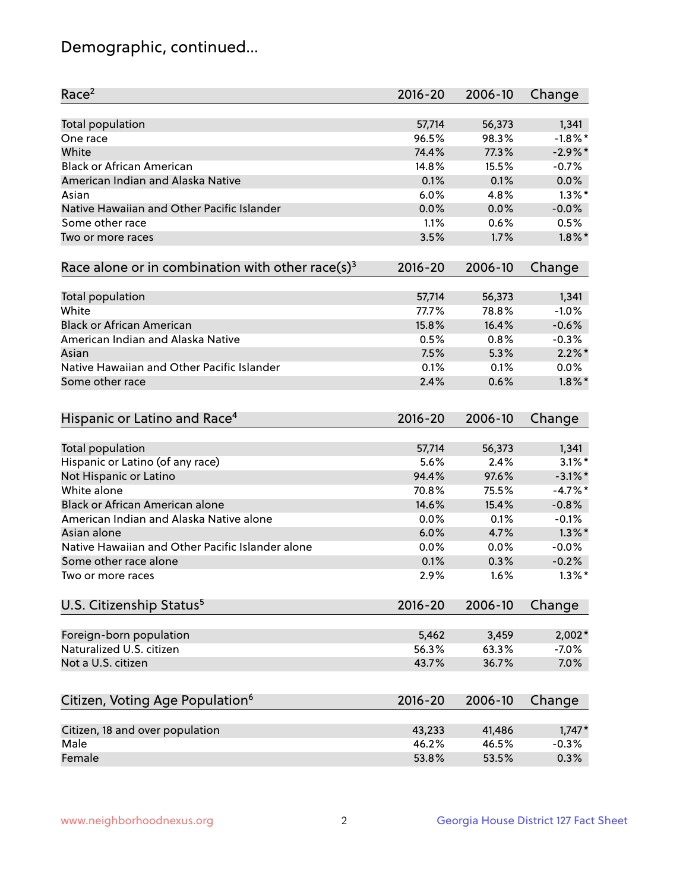# Demographic, continued...

| Race[2] | 2016-20 | 2006-10 | Change |
|---|---|---|---|
| Total population | 57,714 | 56,373 | 1,341 |
| One race | 96.5% | 98.3% | -1.8%* |
| White | 74.4% | 77.3% | -2.9%* |
| Black or African American | 14.8% | 15.5% | -0.7% |
| American Indian and Alaska Native | 0.1% | 0.1% | 0.0% |
| Asian | 6.0% | 4.8% | 1.3%* |
| Native Hawaiian and Other Pacific Islander | 0.0% | 0.0% | -0.0% |
| Some other race | 1.1% | 0.6% | 0.5% |
| Two or more races | 3.5% | 1.7% | 1.8%* |

| Race alone or in combination with other race(s)[3] | 2016-20 | 2006-10 | Change |
|---|---|---|---|
| Total population | 57,714 | 56,373 | 1,341 |
| White | 77.7% | 78.8% | -1.0% |
| Black or African American | 15.8% | 16.4% | -0.6% |
| American Indian and Alaska Native | 0.5% | 0.8% | -0.3% |
| Asian | 7.5% | 5.3% | 2.2%* |
| Native Hawaiian and Other Pacific Islander | 0.1% | 0.1% | 0.0% |
| Some other race | 2.4% | 0.6% | 1.8%* |

| Hispanic or Latino and Race[4] | 2016-20 | 2006-10 | Change |
|---|---|---|---|
| Total population | 57,714 | 56,373 | 1,341 |
| Hispanic or Latino (of any race) | 5.6% | 2.4% | 3.1%* |
| Not Hispanic or Latino | 94.4% | 97.6% | -3.1%* |
| White alone | 70.8% | 75.5% | -4.7%* |
| Black or African American alone | 14.6% | 15.4% | -0.8% |
| American Indian and Alaska Native alone | 0.0% | 0.1% | -0.1% |
| Asian alone | 6.0% | 4.7% | 1.3%* |
| Native Hawaiian and Other Pacific Islander alone | 0.0% | 0.0% | -0.0% |
| Some other race alone | 0.1% | 0.3% | -0.2% |
| Two or more races | 2.9% | 1.6% | 1.3%* |

| U.S. Citizenship Status[5] | 2016-20 | 2006-10 | Change |
|---|---|---|---|
| Foreign-born population | 5,462 | 3,459 | 2,002* |
| Naturalized U.S. citizen | 56.3% | 63.3% | -7.0% |
| Not a U.S. citizen | 43.7% | 36.7% | 7.0% |

| Citizen, Voting Age Population[6] | 2016-20 | 2006-10 | Change |
|---|---|---|---|
| Citizen, 18 and over population | 43,233 | 41,486 | 1,747* |
| Male | 46.2% | 46.5% | -0.3% |
| Female | 53.8% | 53.5% | 0.3% |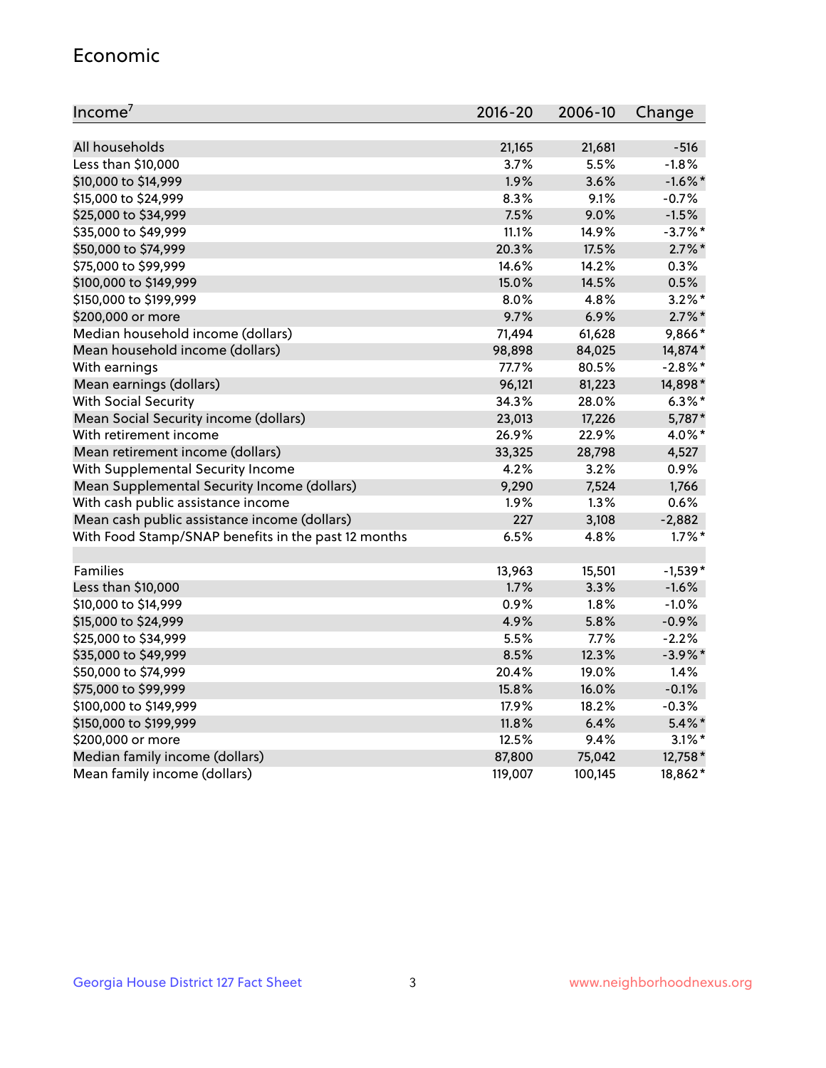## Economic

| Income[7] | 2016-20 | 2006-10 | Change |
|---|---|---|---|
| All households | 21,165 | 21,681 | -516 |
| Less than $10,000 | 3.7% | 5.5% | -1.8% |
| $10,000 to $14,999 | 1.9% | 3.6% | -1.6%* |
| $15,000 to $24,999 | 8.3% | 9.1% | -0.7% |
| $25,000 to $34,999 | 7.5% | 9.0% | -1.5% |
| $35,000 to $49,999 | 11.1% | 14.9% | -3.7%* |
| $50,000 to $74,999 | 20.3% | 17.5% | 2.7%* |
| $75,000 to $99,999 | 14.6% | 14.2% | 0.3% |
| $100,000 to $149,999 | 15.0% | 14.5% | 0.5% |
| $150,000 to $199,999 | 8.0% | 4.8% | 3.2%* |
| $200,000 or more | 9.7% | 6.9% | 2.7%* |
| Median household income (dollars) | 71,494 | 61,628 | 9,866* |
| Mean household income (dollars) | 98,898 | 84,025 | 14,874* |
| With earnings | 77.7% | 80.5% | -2.8%* |
| Mean earnings (dollars) | 96,121 | 81,223 | 14,898* |
| With Social Security | 34.3% | 28.0% | 6.3%* |
| Mean Social Security income (dollars) | 23,013 | 17,226 | 5,787* |
| With retirement income | 26.9% | 22.9% | 4.0%* |
| Mean retirement income (dollars) | 33,325 | 28,798 | 4,527 |
| With Supplemental Security Income | 4.2% | 3.2% | 0.9% |
| Mean Supplemental Security Income (dollars) | 9,290 | 7,524 | 1,766 |
| With cash public assistance income | 1.9% | 1.3% | 0.6% |
| Mean cash public assistance income (dollars) | 227 | 3,108 | -2,882 |
| With Food Stamp/SNAP benefits in the past 12 months | 6.5% | 4.8% | 1.7%* |
| | | | |
| Families | 13,963 | 15,501 | -1,539* |
| Less than $10,000 | 1.7% | 3.3% | -1.6% |
| $10,000 to $14,999 | 0.9% | 1.8% | -1.0% |
| $15,000 to $24,999 | 4.9% | 5.8% | -0.9% |
| $25,000 to $34,999 | 5.5% | 7.7% | -2.2% |
| $35,000 to $49,999 | 8.5% | 12.3% | -3.9%* |
| $50,000 to $74,999 | 20.4% | 19.0% | 1.4% |
| $75,000 to $99,999 | 15.8% | 16.0% | -0.1% |
| $100,000 to $149,999 | 17.9% | 18.2% | -0.3% |
| $150,000 to $199,999 | 11.8% | 6.4% | 5.4%* |
| $200,000 or more | 12.5% | 9.4% | 3.1%* |
| Median family income (dollars) | 87,800 | 75,042 | 12,758* |
| Mean family income (dollars) | 119,007 | 100,145 | 18,862* |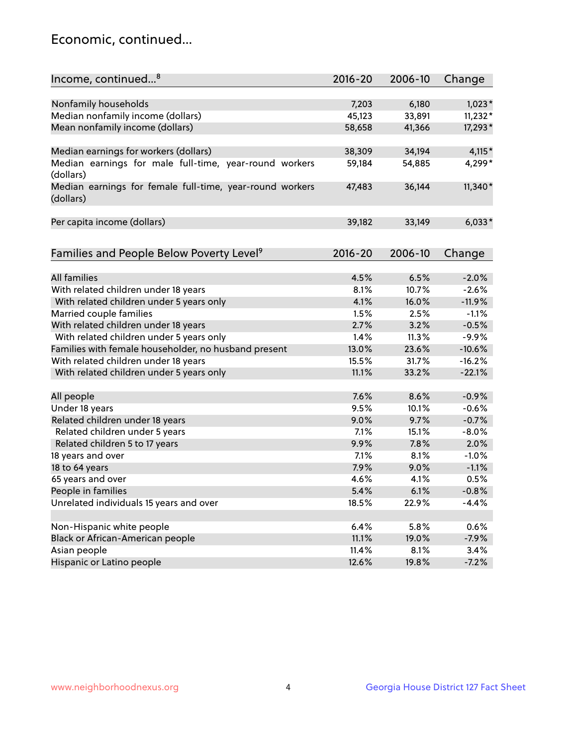## Economic, continued...

| Income, continued...[8] | 2016-20 | 2006-10 | Change |
|---|---|---|---|
| Nonfamily households | 7,203 | 6,180 | 1,023* |
| Median nonfamily income (dollars) | 45,123 | 33,891 | 11,232* |
| Mean nonfamily income (dollars) | 58,658 | 41,366 | 17,293* |
| Median earnings for workers (dollars) | 38,309 | 34,194 | 4,115* |
| Median earnings for male full-time, year-round workers (dollars) | 59,184 | 54,885 | 4,299* |
| Median earnings for female full-time, year-round workers (dollars) | 47,483 | 36,144 | 11,340* |
| Per capita income (dollars) | 39,182 | 33,149 | 6,033* |

| Families and People Below Poverty Level[9] | 2016-20 | 2006-10 | Change |
|---|---|---|---|
| All families | 4.5% | 6.5% | -2.0% |
| With related children under 18 years | 8.1% | 10.7% | -2.6% |
| With related children under 5 years only | 4.1% | 16.0% | -11.9% |
| Married couple families | 1.5% | 2.5% | -1.1% |
| With related children under 18 years | 2.7% | 3.2% | -0.5% |
| With related children under 5 years only | 1.4% | 11.3% | -9.9% |
| Families with female householder, no husband present | 13.0% | 23.6% | -10.6% |
| With related children under 18 years | 15.5% | 31.7% | -16.2% |
| With related children under 5 years only | 11.1% | 33.2% | -22.1% |
| All people | 7.6% | 8.6% | -0.9% |
| Under 18 years | 9.5% | 10.1% | -0.6% |
| Related children under 18 years | 9.0% | 9.7% | -0.7% |
| Related children under 5 years | 7.1% | 15.1% | -8.0% |
| Related children 5 to 17 years | 9.9% | 7.8% | 2.0% |
| 18 years and over | 7.1% | 8.1% | -1.0% |
| 18 to 64 years | 7.9% | 9.0% | -1.1% |
| 65 years and over | 4.6% | 4.1% | 0.5% |
| People in families | 5.4% | 6.1% | -0.8% |
| Unrelated individuals 15 years and over | 18.5% | 22.9% | -4.4% |
| Non-Hispanic white people | 6.4% | 5.8% | 0.6% |
| Black or African-American people | 11.1% | 19.0% | -7.9% |
| Asian people | 11.4% | 8.1% | 3.4% |
| Hispanic or Latino people | 12.6% | 19.8% | -7.2% |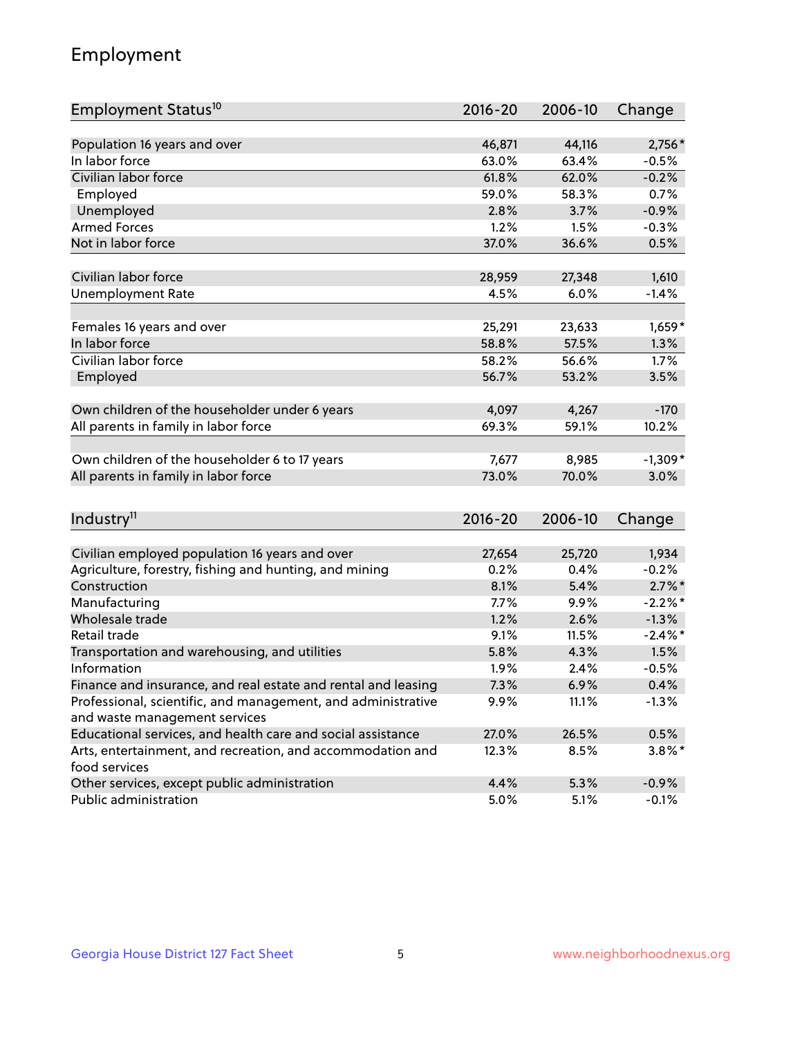# Employment

| Employment Status[10] | 2016-20 | 2006-10 | Change |
|---|---|---|---|
| Population 16 years and over | 46,871 | 44,116 | 2,756* |
| In labor force | 63.0% | 63.4% | -0.5% |
| Civilian labor force | 61.8% | 62.0% | -0.2% |
| Employed | 59.0% | 58.3% | 0.7% |
| Unemployed | 2.8% | 3.7% | -0.9% |
| Armed Forces | 1.2% | 1.5% | -0.3% |
| Not in labor force | 37.0% | 36.6% | 0.5% |
| | | | |
| Civilian labor force | 28,959 | 27,348 | 1,610 |
| Unemployment Rate | 4.5% | 6.0% | -1.4% |
| | | | |
| Females 16 years and over | 25,291 | 23,633 | 1,659* |
| In labor force | 58.8% | 57.5% | 1.3% |
| Civilian labor force | 58.2% | 56.6% | 1.7% |
| Employed | 56.7% | 53.2% | 3.5% |
| | | | |
| Own children of the householder under 6 years | 4,097 | 4,267 | -170 |
| All parents in family in labor force | 69.3% | 59.1% | 10.2% |
| | | | |
| Own children of the householder 6 to 17 years | 7,677 | 8,985 | -1,309* |
| All parents in family in labor force | 73.0% | 70.0% | 3.0% |

| Industry[11] | 2016-20 | 2006-10 | Change |
|---|---|---|---|
| Civilian employed population 16 years and over | 27,654 | 25,720 | 1,934 |
| Agriculture, forestry, fishing and hunting, and mining | 0.2% | 0.4% | -0.2% |
| Construction | 8.1% | 5.4% | 2.7%* |
| Manufacturing | 7.7% | 9.9% | -2.2%* |
| Wholesale trade | 1.2% | 2.6% | -1.3% |
| Retail trade | 9.1% | 11.5% | -2.4%* |
| Transportation and warehousing, and utilities | 5.8% | 4.3% | 1.5% |
| Information | 1.9% | 2.4% | -0.5% |
| Finance and insurance, and real estate and rental and leasing | 7.3% | 6.9% | 0.4% |
| Professional, scientific, and management, and administrative and waste management services | 9.9% | 11.1% | -1.3% |
| Educational services, and health care and social assistance | 27.0% | 26.5% | 0.5% |
| Arts, entertainment, and recreation, and accommodation and food services | 12.3% | 8.5% | 3.8%* |
| Other services, except public administration | 4.4% | 5.3% | -0.9% |
| Public administration | 5.0% | 5.1% | -0.1% |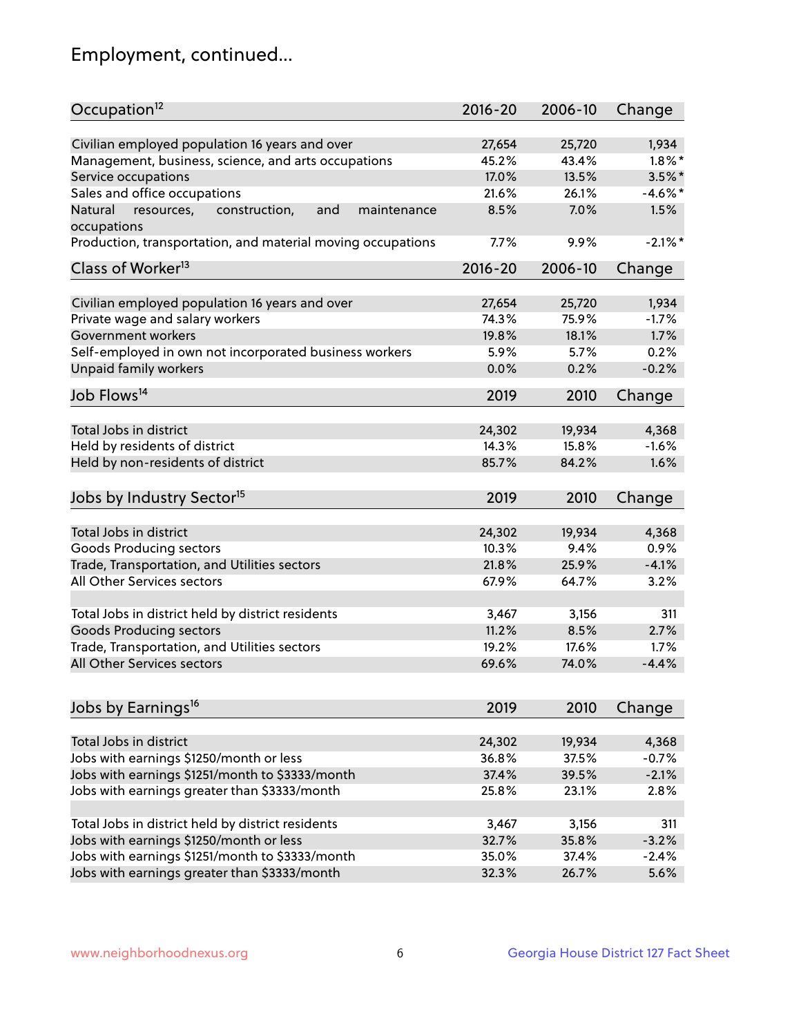## Employment, continued...

| Occupation[12] | 2016-20 | 2006-10 | Change |
|---|---|---|---|
| Civilian employed population 16 years and over | 27,654 | 25,720 | 1,934 |
| Management, business, science, and arts occupations | 45.2% | 43.4% | 1.8%* |
| Service occupations | 17.0% | 13.5% | 3.5%* |
| Sales and office occupations | 21.6% | 26.1% | -4.6%* |
| Natural resources, construction, and maintenance occupations | 8.5% | 7.0% | 1.5% |
| Production, transportation, and material moving occupations | 7.7% | 9.9% | -2.1%* |

| Class of Worker[13] | 2016-20 | 2006-10 | Change |
|---|---|---|---|
| Civilian employed population 16 years and over | 27,654 | 25,720 | 1,934 |
| Private wage and salary workers | 74.3% | 75.9% | -1.7% |
| Government workers | 19.8% | 18.1% | 1.7% |
| Self-employed in own not incorporated business workers | 5.9% | 5.7% | 0.2% |
| Unpaid family workers | 0.0% | 0.2% | -0.2% |

| Job Flows[14] | 2019 | 2010 | Change |
|---|---|---|---|
| Total Jobs in district | 24,302 | 19,934 | 4,368 |
| Held by residents of district | 14.3% | 15.8% | -1.6% |
| Held by non-residents of district | 85.7% | 84.2% | 1.6% |

| Jobs by Industry Sector[15] | 2019 | 2010 | Change |
|---|---|---|---|
| Total Jobs in district | 24,302 | 19,934 | 4,368 |
| Goods Producing sectors | 10.3% | 9.4% | 0.9% |
| Trade, Transportation, and Utilities sectors | 21.8% | 25.9% | -4.1% |
| All Other Services sectors | 67.9% | 64.7% | 3.2% |
| | | | |
| Total Jobs in district held by district residents | 3,467 | 3,156 | 311 |
| Goods Producing sectors | 11.2% | 8.5% | 2.7% |
| Trade, Transportation, and Utilities sectors | 19.2% | 17.6% | 1.7% |
| All Other Services sectors | 69.6% | 74.0% | -4.4% |

| Jobs by Earnings[16] | 2019 | 2010 | Change |
|---|---|---|---|
| Total Jobs in district | 24,302 | 19,934 | 4,368 |
| Jobs with earnings $1250/month or less | 36.8% | 37.5% | -0.7% |
| Jobs with earnings $1251/month to $3333/month | 37.4% | 39.5% | -2.1% |
| Jobs with earnings greater than $3333/month | 25.8% | 23.1% | 2.8% |
| | | | |
| Total Jobs in district held by district residents | 3,467 | 3,156 | 311 |
| Jobs with earnings $1250/month or less | 32.7% | 35.8% | -3.2% |
| Jobs with earnings $1251/month to $3333/month | 35.0% | 37.4% | -2.4% |
| Jobs with earnings greater than $3333/month | 32.3% | 26.7% | 5.6% |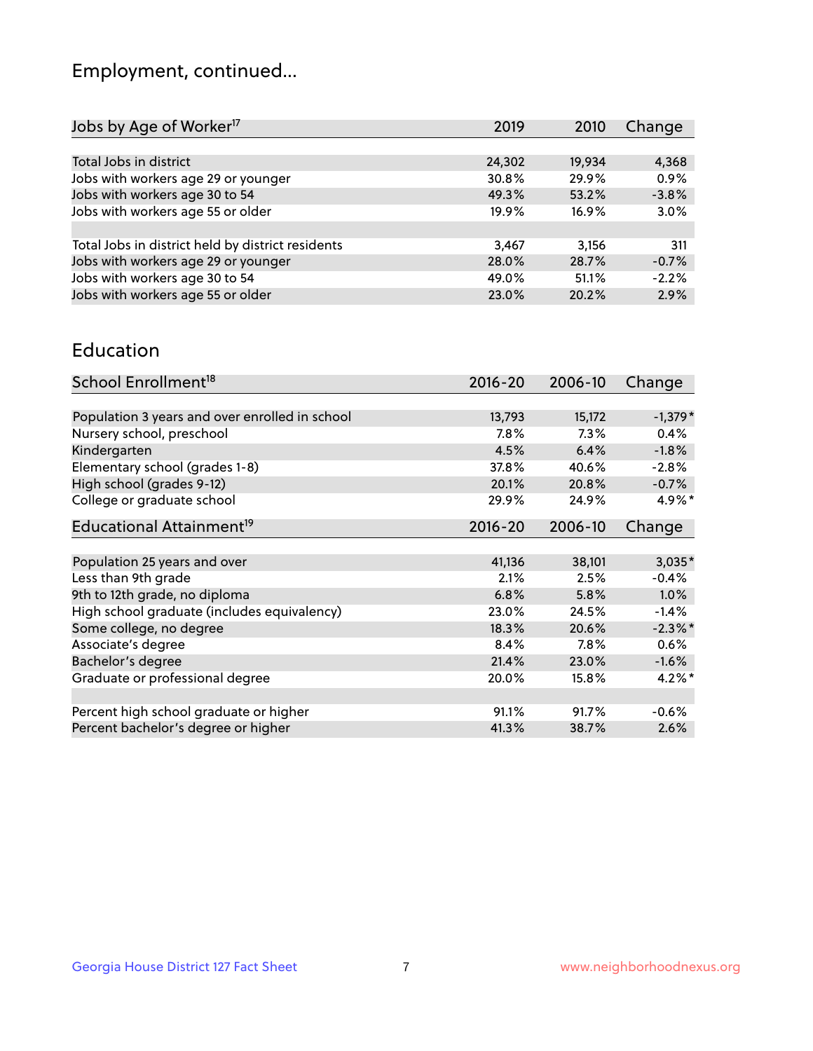## Employment, continued...

| Jobs by Age of Worker[17] | 2019 | 2010 | Change |
|---|---|---|---|
| | | | |
| Total Jobs in district | 24,302 | 19,934 | 4,368 |
| Jobs with workers age 29 or younger | 30.8% | 29.9% | 0.9% |
| Jobs with workers age 30 to 54 | 49.3% | 53.2% | -3.8% |
| Jobs with workers age 55 or older | 19.9% | 16.9% | 3.0% |
| | | | |
| Total Jobs in district held by district residents | 3,467 | 3,156 | 311 |
| Jobs with workers age 29 or younger | 28.0% | 28.7% | -0.7% |
| Jobs with workers age 30 to 54 | 49.0% | 51.1% | -2.2% |
| Jobs with workers age 55 or older | 23.0% | 20.2% | 2.9% |

## Education

| School Enrollment[18] | 2016-20 | 2006-10 | Change |
|---|---|---|---|
| | | | |
| Population 3 years and over enrolled in school | 13,793 | 15,172 | -1,379* |
| Nursery school, preschool | 7.8% | 7.3% | 0.4% |
| Kindergarten | 4.5% | 6.4% | -1.8% |
| Elementary school (grades 1-8) | 37.8% | 40.6% | -2.8% |
| High school (grades 9-12) | 20.1% | 20.8% | -0.7% |
| College or graduate school | 29.9% | 24.9% | 4.9%* |

| Educational Attainment[19] | 2016-20 | 2006-10 | Change |
|---|---|---|---|
| | | | |
| Population 25 years and over | 41,136 | 38,101 | 3,035* |
| Less than 9th grade | 2.1% | 2.5% | -0.4% |
| 9th to 12th grade, no diploma | 6.8% | 5.8% | 1.0% |
| High school graduate (includes equivalency) | 23.0% | 24.5% | -1.4% |
| Some college, no degree | 18.3% | 20.6% | -2.3%* |
| Associate's degree | 8.4% | 7.8% | 0.6% |
| Bachelor's degree | 21.4% | 23.0% | -1.6% |
| Graduate or professional degree | 20.0% | 15.8% | 4.2%* |
| | | | |
| Percent high school graduate or higher | 91.1% | 91.7% | -0.6% |
| Percent bachelor's degree or higher | 41.3% | 38.7% | 2.6% |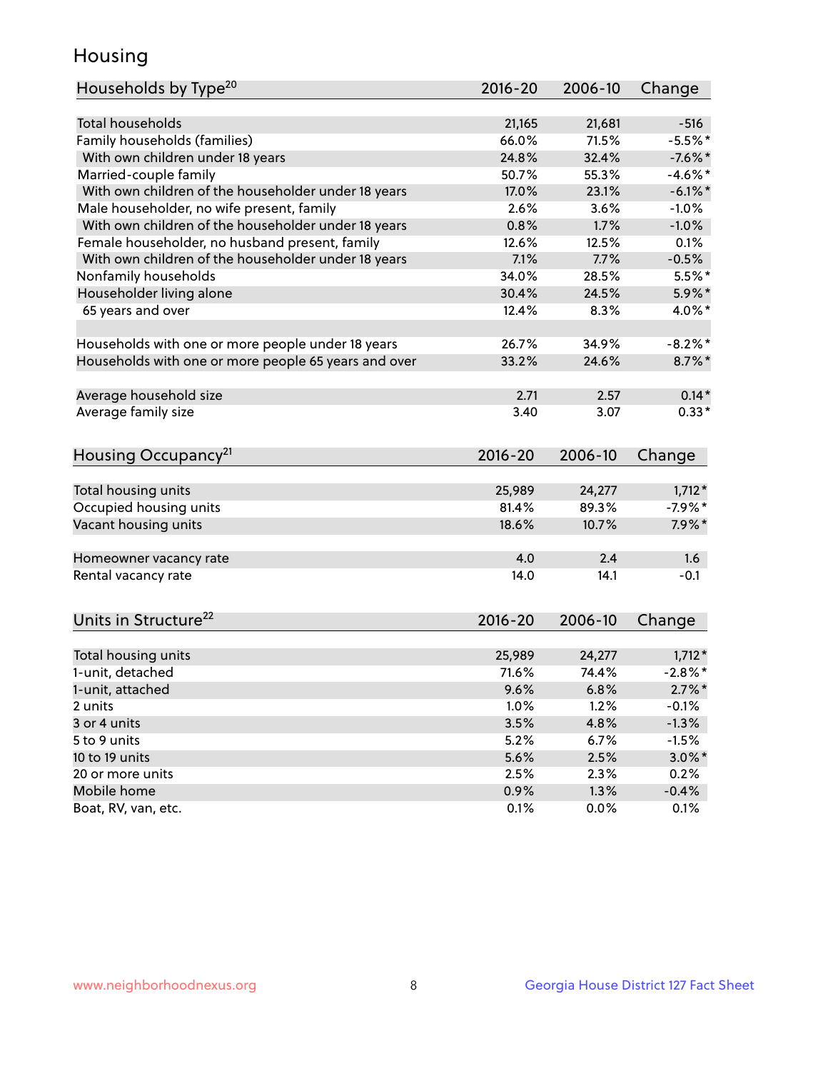# Housing

| Households by Type[20] | 2016-20 | 2006-10 | Change |
|---|---|---|---|
| Total households | 21,165 | 21,681 | -516 |
| Family households (families) | 66.0% | 71.5% | -5.5%* |
| With own children under 18 years | 24.8% | 32.4% | -7.6%* |
| Married-couple family | 50.7% | 55.3% | -4.6%* |
| With own children of the householder under 18 years | 17.0% | 23.1% | -6.1%* |
| Male householder, no wife present, family | 2.6% | 3.6% | -1.0% |
| With own children of the householder under 18 years | 0.8% | 1.7% | -1.0% |
| Female householder, no husband present, family | 12.6% | 12.5% | 0.1% |
| With own children of the householder under 18 years | 7.1% | 7.7% | -0.5% |
| Nonfamily households | 34.0% | 28.5% | 5.5%* |
| Householder living alone | 30.4% | 24.5% | 5.9%* |
| 65 years and over | 12.4% | 8.3% | 4.0%* |
| | | | |
| Households with one or more people under 18 years | 26.7% | 34.9% | -8.2%* |
| Households with one or more people 65 years and over | 33.2% | 24.6% | 8.7%* |
| | | | |
| Average household size | 2.71 | 2.57 | 0.14* |
| Average family size | 3.40 | 3.07 | 0.33* |

| Housing Occupancy[21] | 2016-20 | 2006-10 | Change |
|---|---|---|---|
| Total housing units | 25,989 | 24,277 | 1,712* |
| Occupied housing units | 81.4% | 89.3% | -7.9%* |
| Vacant housing units | 18.6% | 10.7% | 7.9%* |
| | | | |
| Homeowner vacancy rate | 4.0 | 2.4 | 1.6 |
| Rental vacancy rate | 14.0 | 14.1 | -0.1 |

| Units in Structure[22] | 2016-20 | 2006-10 | Change |
|---|---|---|---|
| Total housing units | 25,989 | 24,277 | 1,712* |
| 1-unit, detached | 71.6% | 74.4% | -2.8%* |
| 1-unit, attached | 9.6% | 6.8% | 2.7%* |
| 2 units | 1.0% | 1.2% | -0.1% |
| 3 or 4 units | 3.5% | 4.8% | -1.3% |
| 5 to 9 units | 5.2% | 6.7% | -1.5% |
| 10 to 19 units | 5.6% | 2.5% | 3.0%* |
| 20 or more units | 2.5% | 2.3% | 0.2% |
| Mobile home | 0.9% | 1.3% | -0.4% |
| Boat, RV, van, etc. | 0.1% | 0.0% | 0.1% |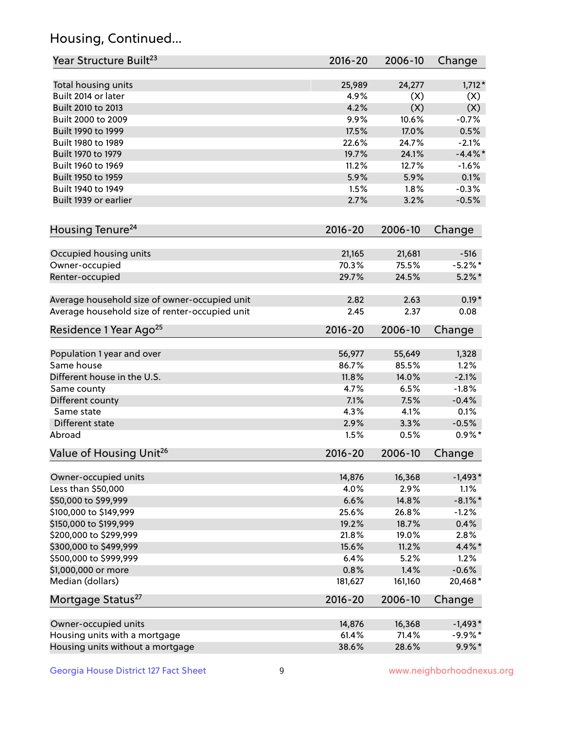## Housing, Continued...

| Year Structure Built[23] | 2016-20 | 2006-10 | Change |
|---|---|---|---|
| Total housing units | 25,989 | 24,277 | 1,712* |
| Built 2014 or later | 4.9% | (X) | (X) |
| Built 2010 to 2013 | 4.2% | (X) | (X) |
| Built 2000 to 2009 | 9.9% | 10.6% | -0.7% |
| Built 1990 to 1999 | 17.5% | 17.0% | 0.5% |
| Built 1980 to 1989 | 22.6% | 24.7% | -2.1% |
| Built 1970 to 1979 | 19.7% | 24.1% | -4.4%* |
| Built 1960 to 1969 | 11.2% | 12.7% | -1.6% |
| Built 1950 to 1959 | 5.9% | 5.9% | 0.1% |
| Built 1940 to 1949 | 1.5% | 1.8% | -0.3% |
| Built 1939 or earlier | 2.7% | 3.2% | -0.5% |

| Housing Tenure[24] | 2016-20 | 2006-10 | Change |
|---|---|---|---|
| Occupied housing units | 21,165 | 21,681 | -516 |
| Owner-occupied | 70.3% | 75.5% | -5.2%* |
| Renter-occupied | 29.7% | 24.5% | 5.2%* |
| Average household size of owner-occupied unit | 2.82 | 2.63 | 0.19* |
| Average household size of renter-occupied unit | 2.45 | 2.37 | 0.08 |

| Residence 1 Year Ago[25] | 2016-20 | 2006-10 | Change |
|---|---|---|---|
| Population 1 year and over | 56,977 | 55,649 | 1,328 |
| Same house | 86.7% | 85.5% | 1.2% |
| Different house in the U.S. | 11.8% | 14.0% | -2.1% |
| Same county | 4.7% | 6.5% | -1.8% |
| Different county | 7.1% | 7.5% | -0.4% |
| Same state | 4.3% | 4.1% | 0.1% |
| Different state | 2.9% | 3.3% | -0.5% |
| Abroad | 1.5% | 0.5% | 0.9%* |

| Value of Housing Unit[26] | 2016-20 | 2006-10 | Change |
|---|---|---|---|
| Owner-occupied units | 14,876 | 16,368 | -1,493* |
| Less than $50,000 | 4.0% | 2.9% | 1.1% |
| $50,000 to $99,999 | 6.6% | 14.8% | -8.1%* |
| $100,000 to $149,999 | 25.6% | 26.8% | -1.2% |
| $150,000 to $199,999 | 19.2% | 18.7% | 0.4% |
| $200,000 to $299,999 | 21.8% | 19.0% | 2.8% |
| $300,000 to $499,999 | 15.6% | 11.2% | 4.4%* |
| $500,000 to $999,999 | 6.4% | 5.2% | 1.2% |
| $1,000,000 or more | 0.8% | 1.4% | -0.6% |
| Median (dollars) | 181,627 | 161,160 | 20,468* |

| Mortgage Status[27] | 2016-20 | 2006-10 | Change |
|---|---|---|---|
| Owner-occupied units | 14,876 | 16,368 | -1,493* |
| Housing units with a mortgage | 61.4% | 71.4% | -9.9%* |
| Housing units without a mortgage | 38.6% | 28.6% | 9.9%* |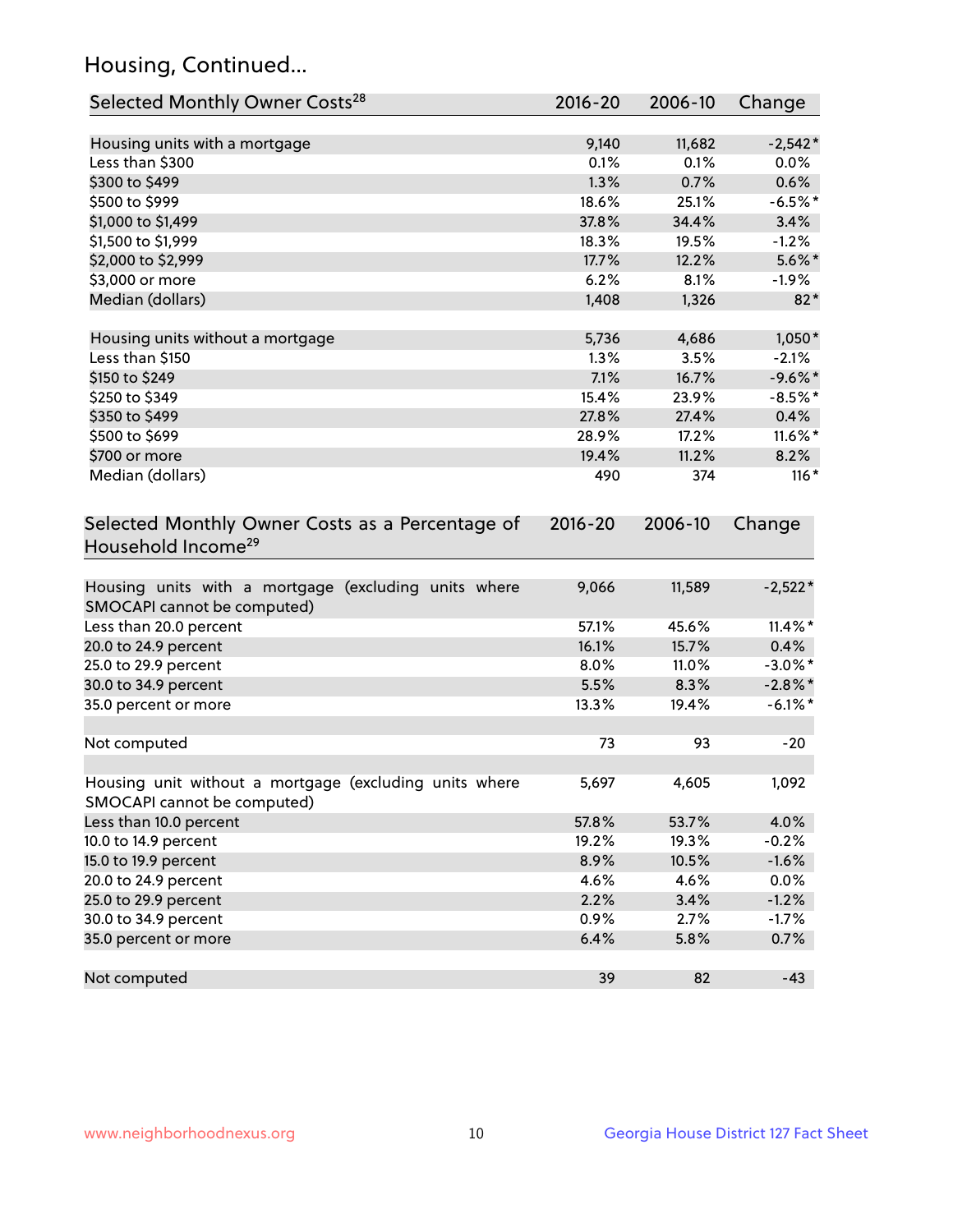## Housing, Continued...

| Selected Monthly Owner Costs[28] | 2016-20 | 2006-10 | Change |
|---|---|---|---|
| Housing units with a mortgage | 9,140 | 11,682 | -2,542* |
| Less than $300 | 0.1% | 0.1% | 0.0% |
| $300 to $499 | 1.3% | 0.7% | 0.6% |
| $500 to $999 | 18.6% | 25.1% | -6.5%* |
| $1,000 to $1,499 | 37.8% | 34.4% | 3.4% |
| $1,500 to $1,999 | 18.3% | 19.5% | -1.2% |
| $2,000 to $2,999 | 17.7% | 12.2% | 5.6%* |
| $3,000 or more | 6.2% | 8.1% | -1.9% |
| Median (dollars) | 1,408 | 1,326 | 82* |
| | | | |
| Housing units without a mortgage | 5,736 | 4,686 | 1,050* |
| Less than $150 | 1.3% | 3.5% | -2.1% |
| $150 to $249 | 7.1% | 16.7% | -9.6%* |
| $250 to $349 | 15.4% | 23.9% | -8.5%* |
| $350 to $499 | 27.8% | 27.4% | 0.4% |
| $500 to $699 | 28.9% | 17.2% | 11.6%* |
| $700 or more | 19.4% | 11.2% | 8.2% |
| Median (dollars) | 490 | 374 | 116* |

| Selected Monthly Owner Costs as a Percentage of Household Income[29] | 2016-20 | 2006-10 | Change |
|---|---|---|---|
| Housing units with a mortgage (excluding units where SMOCAPI cannot be computed) | 9,066 | 11,589 | -2,522* |
| Less than 20.0 percent | 57.1% | 45.6% | 11.4%* |
| 20.0 to 24.9 percent | 16.1% | 15.7% | 0.4% |
| 25.0 to 29.9 percent | 8.0% | 11.0% | -3.0%* |
| 30.0 to 34.9 percent | 5.5% | 8.3% | -2.8%* |
| 35.0 percent or more | 13.3% | 19.4% | -6.1%* |
| | | | |
| Not computed | 73 | 93 | -20 |
| | | | |
| Housing unit without a mortgage (excluding units where SMOCAPI cannot be computed) | 5,697 | 4,605 | 1,092 |
| Less than 10.0 percent | 57.8% | 53.7% | 4.0% |
| 10.0 to 14.9 percent | 19.2% | 19.3% | -0.2% |
| 15.0 to 19.9 percent | 8.9% | 10.5% | -1.6% |
| 20.0 to 24.9 percent | 4.6% | 4.6% | 0.0% |
| 25.0 to 29.9 percent | 2.2% | 3.4% | -1.2% |
| 30.0 to 34.9 percent | 0.9% | 2.7% | -1.7% |
| 35.0 percent or more | 6.4% | 5.8% | 0.7% |
| | | | |
| Not computed | 39 | 82 | -43 |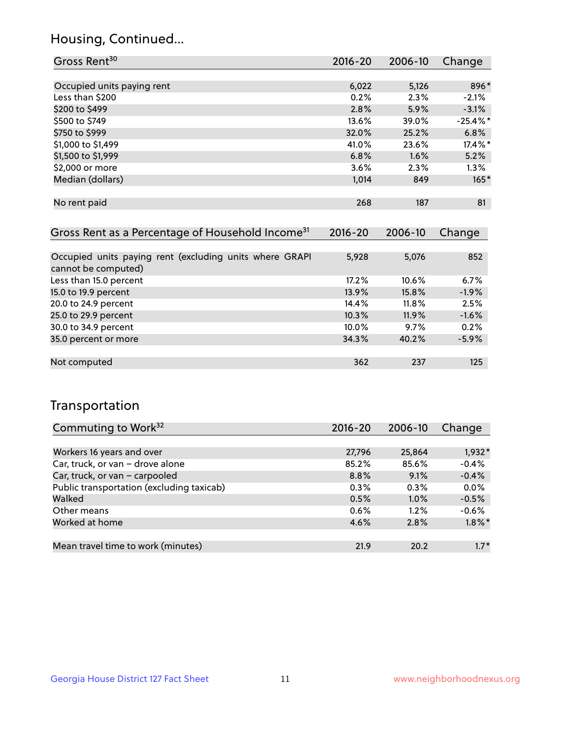## Housing, Continued...

| Gross Rent[30] | 2016-20 | 2006-10 | Change |
|---|---|---|---|
| Occupied units paying rent | 6,022 | 5,126 | 896* |
| Less than $200 | 0.2% | 2.3% | -2.1% |
| $200 to $499 | 2.8% | 5.9% | -3.1% |
| $500 to $749 | 13.6% | 39.0% | -25.4%* |
| $750 to $999 | 32.0% | 25.2% | 6.8% |
| $1,000 to $1,499 | 41.0% | 23.6% | 17.4%* |
| $1,500 to $1,999 | 6.8% | 1.6% | 5.2% |
| $2,000 or more | 3.6% | 2.3% | 1.3% |
| Median (dollars) | 1,014 | 849 | 165* |
| No rent paid | 268 | 187 | 81 |

| Gross Rent as a Percentage of Household Income[31] | 2016-20 | 2006-10 | Change |
|---|---|---|---|
| Occupied units paying rent (excluding units where GRAPI cannot be computed) | 5,928 | 5,076 | 852 |
| Less than 15.0 percent | 17.2% | 10.6% | 6.7% |
| 15.0 to 19.9 percent | 13.9% | 15.8% | -1.9% |
| 20.0 to 24.9 percent | 14.4% | 11.8% | 2.5% |
| 25.0 to 29.9 percent | 10.3% | 11.9% | -1.6% |
| 30.0 to 34.9 percent | 10.0% | 9.7% | 0.2% |
| 35.0 percent or more | 34.3% | 40.2% | -5.9% |
| Not computed | 362 | 237 | 125 |

## Transportation

| Commuting to Work[32] | 2016-20 | 2006-10 | Change |
|---|---|---|---|
| Workers 16 years and over | 27,796 | 25,864 | 1,932* |
| Car, truck, or van – drove alone | 85.2% | 85.6% | -0.4% |
| Car, truck, or van – carpooled | 8.8% | 9.1% | -0.4% |
| Public transportation (excluding taxicab) | 0.3% | 0.3% | 0.0% |
| Walked | 0.5% | 1.0% | -0.5% |
| Other means | 0.6% | 1.2% | -0.6% |
| Worked at home | 4.6% | 2.8% | 1.8%* |
| Mean travel time to work (minutes) | 21.9 | 20.2 | 1.7* |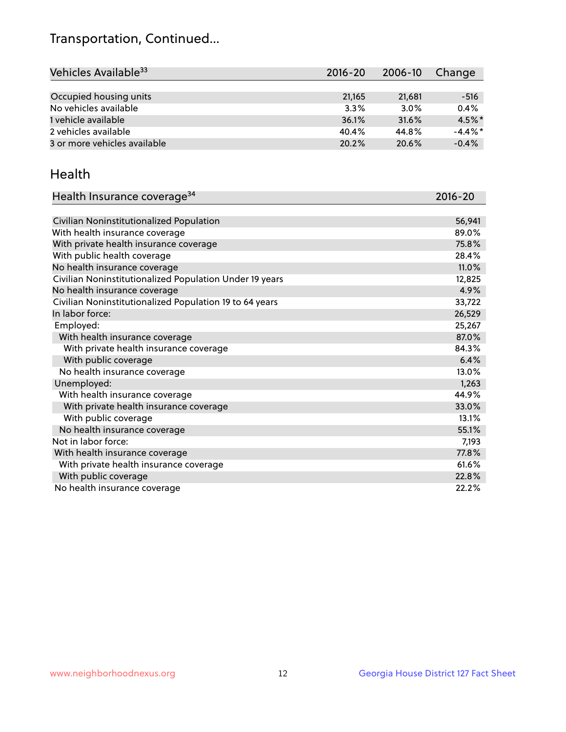# Transportation, Continued...

| Vehicles Available[33] | 2016-20 | 2006-10 | Change |
|---|---|---|---|
| Occupied housing units | 21,165 | 21,681 | -516 |
| No vehicles available | 3.3% | 3.0% | 0.4% |
| 1 vehicle available | 36.1% | 31.6% | 4.5%* |
| 2 vehicles available | 40.4% | 44.8% | -4.4%* |
| 3 or more vehicles available | 20.2% | 20.6% | -0.4% |

## Health

| Health Insurance coverage[34] | 2016-20 |
|---|---|
| Civilian Noninstitutionalized Population | 56,941 |
| With health insurance coverage | 89.0% |
| With private health insurance coverage | 75.8% |
| With public health coverage | 28.4% |
| No health insurance coverage | 11.0% |
| Civilian Noninstitutionalized Population Under 19 years | 12,825 |
| No health insurance coverage | 4.9% |
| Civilian Noninstitutionalized Population 19 to 64 years | 33,722 |
| In labor force: | 26,529 |
| Employed: | 25,267 |
| With health insurance coverage | 87.0% |
| With private health insurance coverage | 84.3% |
| With public coverage | 6.4% |
| No health insurance coverage | 13.0% |
| Unemployed: | 1,263 |
| With health insurance coverage | 44.9% |
| With private health insurance coverage | 33.0% |
| With public coverage | 13.1% |
| No health insurance coverage | 55.1% |
| Not in labor force: | 7,193 |
| With health insurance coverage | 77.8% |
| With private health insurance coverage | 61.6% |
| With public coverage | 22.8% |
| No health insurance coverage | 22.2% |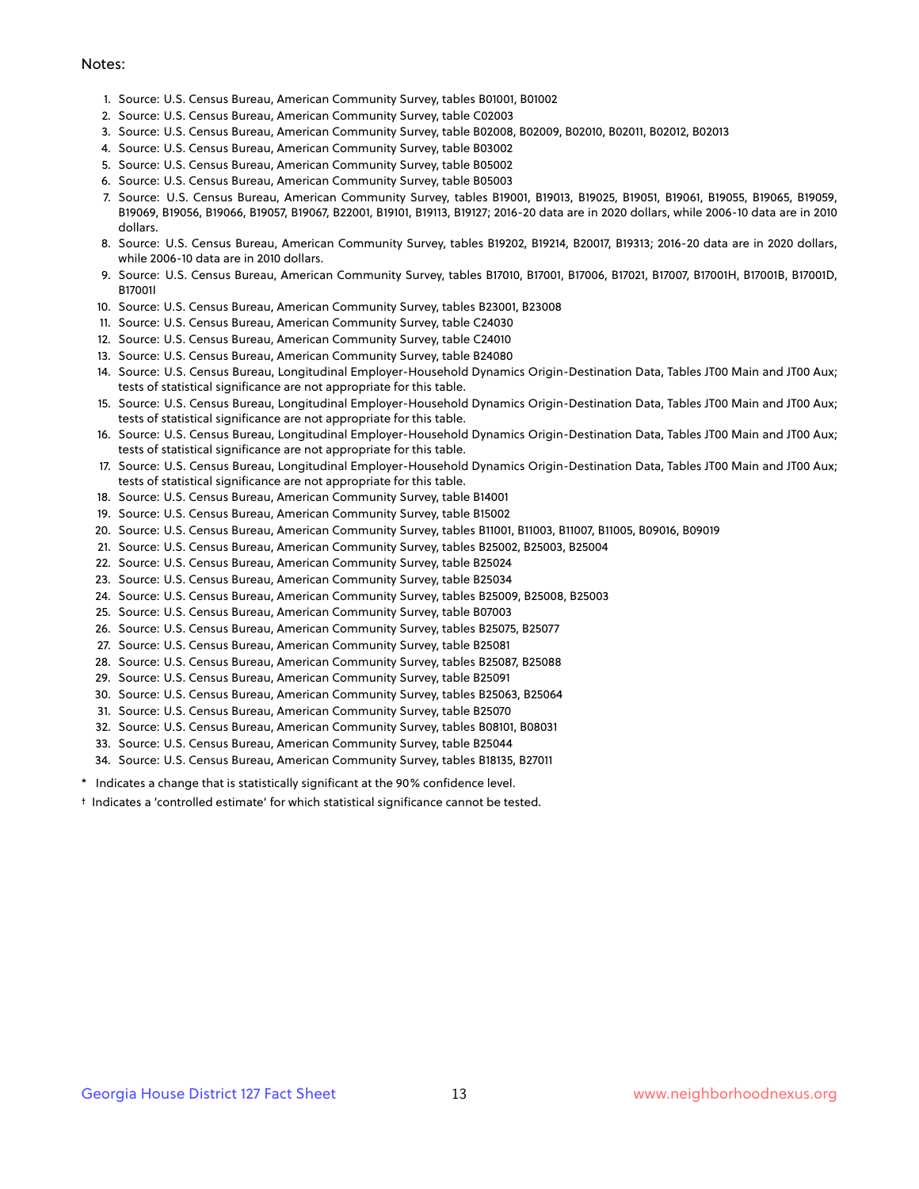Notes:

1. Source: U.S. Census Bureau, American Community Survey, tables B01001, B01002
2. Source: U.S. Census Bureau, American Community Survey, table C02003
3. Source: U.S. Census Bureau, American Community Survey, table B02008, B02009, B02010, B02011, B02012, B02013
4. Source: U.S. Census Bureau, American Community Survey, table B03002
5. Source: U.S. Census Bureau, American Community Survey, table B05002
6. Source: U.S. Census Bureau, American Community Survey, table B05003
7. Source: U.S. Census Bureau, American Community Survey, tables B19001, B19013, B19025, B19051, B19061, B19055, B19065, B19059, B19069, B19056, B19066, B19057, B19067, B22001, B19101, B19113, B19127; 2016-20 data are in 2020 dollars, while 2006-10 data are in 2010 dollars.
8. Source: U.S. Census Bureau, American Community Survey, tables B19202, B19214, B20017, B19313; 2016-20 data are in 2020 dollars, while 2006-10 data are in 2010 dollars.
9. Source: U.S. Census Bureau, American Community Survey, tables B17010, B17001, B17006, B17021, B17007, B17001H, B17001B, B17001D, B17001I
10. Source: U.S. Census Bureau, American Community Survey, tables B23001, B23008
11. Source: U.S. Census Bureau, American Community Survey, table C24030
12. Source: U.S. Census Bureau, American Community Survey, table C24010
13. Source: U.S. Census Bureau, American Community Survey, table B24080
14. Source: U.S. Census Bureau, Longitudinal Employer-Household Dynamics Origin-Destination Data, Tables JT00 Main and JT00 Aux; tests of statistical significance are not appropriate for this table.
15. Source: U.S. Census Bureau, Longitudinal Employer-Household Dynamics Origin-Destination Data, Tables JT00 Main and JT00 Aux; tests of statistical significance are not appropriate for this table.
16. Source: U.S. Census Bureau, Longitudinal Employer-Household Dynamics Origin-Destination Data, Tables JT00 Main and JT00 Aux; tests of statistical significance are not appropriate for this table.
17. Source: U.S. Census Bureau, Longitudinal Employer-Household Dynamics Origin-Destination Data, Tables JT00 Main and JT00 Aux; tests of statistical significance are not appropriate for this table.
18. Source: U.S. Census Bureau, American Community Survey, table B14001
19. Source: U.S. Census Bureau, American Community Survey, table B15002
20. Source: U.S. Census Bureau, American Community Survey, tables B11001, B11003, B11007, B11005, B09016, B09019
21. Source: U.S. Census Bureau, American Community Survey, tables B25002, B25003, B25004
22. Source: U.S. Census Bureau, American Community Survey, table B25024
23. Source: U.S. Census Bureau, American Community Survey, table B25034
24. Source: U.S. Census Bureau, American Community Survey, tables B25009, B25008, B25003
25. Source: U.S. Census Bureau, American Community Survey, table B07003
26. Source: U.S. Census Bureau, American Community Survey, tables B25075, B25077
27. Source: U.S. Census Bureau, American Community Survey, table B25081
28. Source: U.S. Census Bureau, American Community Survey, tables B25087, B25088
29. Source: U.S. Census Bureau, American Community Survey, table B25091
30. Source: U.S. Census Bureau, American Community Survey, tables B25063, B25064
31. Source: U.S. Census Bureau, American Community Survey, table B25070
32. Source: U.S. Census Bureau, American Community Survey, tables B08101, B08031
33. Source: U.S. Census Bureau, American Community Survey, table B25044
34. Source: U.S. Census Bureau, American Community Survey, tables B18135, B27011

\* Indicates a change that is statistically significant at the 90% confidence level.

† Indicates a 'controlled estimate' for which statistical significance cannot be tested.